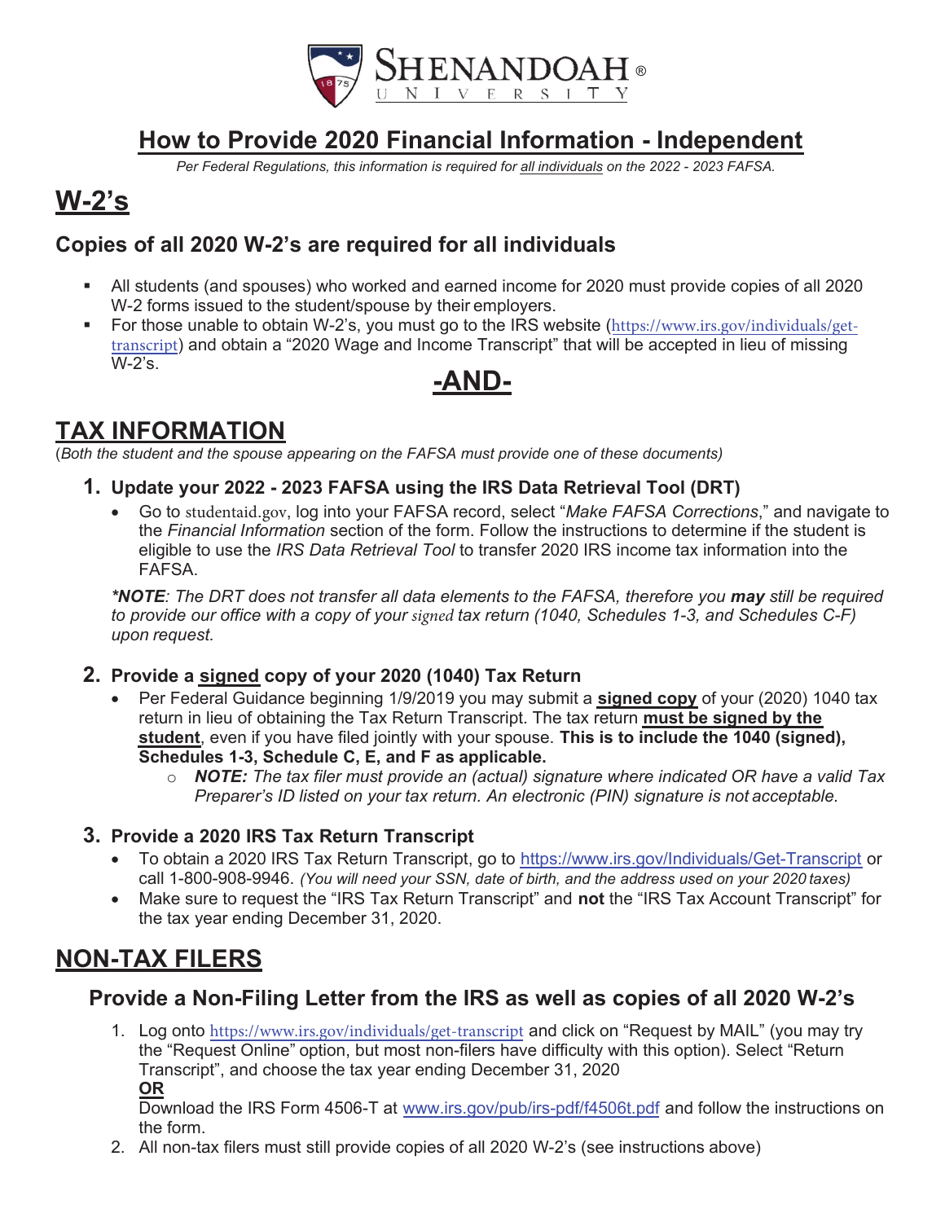# How to Provide 2020 Financial Information - Independent

*Per Federal Regulations, this information is required for all individuals on the 2022 - 2023 FAFSA.*

# W-2's

## Copies of all 2020 W-2's are required for all individuals

- All students (and spouses) who worked and earned income for 2020 must provide copies of all 2020 W-2 forms issued to the student/spouse by their employers.
- For those unable to obtain W-2's, you must go to the IRS website (https://www.irs.gov/individuals/get-transcript) and obtain a "2020 Wage and Income Transcript" that will be accepted in lieu of missing W-2's.

## -AND-

# TAX INFORMATION

(*Both the student and the spouse appearing on the FAFSA must provide one of these documents)*

### 1. Update your 2022 - 2023 FAFSA using the IRS Data Retrieval Tool (DRT)

- Go to studentaid.gov, log into your FAFSA record, select "*Make FAFSA Corrections*," and navigate to the *Financial Information* section of the form. Follow the instructions to determine if the student is eligible to use the *IRS Data Retrieval Tool* to transfer 2020 IRS income tax information into the FAFSA.

***NOTE**: The DRT does not transfer all data elements to the FAFSA, therefore you **may** still be required to provide our office with a copy of your signed tax return (1040, Schedules 1-3, and Schedules C-F) upon request.*

### 2. Provide a signed copy of your 2020 (1040) Tax Return

- Per Federal Guidance beginning 1/9/2019 you may submit a **signed copy** of your (2020) 1040 tax return in lieu of obtaining the Tax Return Transcript. The tax return **must be signed by the student**, even if you have filed jointly with your spouse. **This is to include the 1040 (signed), Schedules 1-3, Schedule C, E, and F as applicable.**
  - ***NOTE:** The tax filer must provide an (actual) signature where indicated OR have a valid Tax Preparer's ID listed on your tax return. An electronic (PIN) signature is not acceptable.*

### 3. Provide a 2020 IRS Tax Return Transcript

- To obtain a 2020 IRS Tax Return Transcript, go to https://www.irs.gov/Individuals/Get-Transcript or call 1-800-908-9946. *(You will need your SSN, date of birth, and the address used on your 2020 taxes)*
- Make sure to request the "IRS Tax Return Transcript" and **not** the "IRS Tax Account Transcript" for the tax year ending December 31, 2020.

# NON-TAX FILERS

## Provide a Non-Filing Letter from the IRS as well as copies of all 2020 W-2's

1. Log onto https://www.irs.gov/individuals/get-transcript and click on "Request by MAIL" (you may try the "Request Online" option, but most non-filers have difficulty with this option). Select "Return Transcript", and choose the tax year ending December 31, 2020
   **OR**
   Download the IRS Form 4506-T at www.irs.gov/pub/irs-pdf/f4506t.pdf and follow the instructions on the form.
2. All non-tax filers must still provide copies of all 2020 W-2's (see instructions above)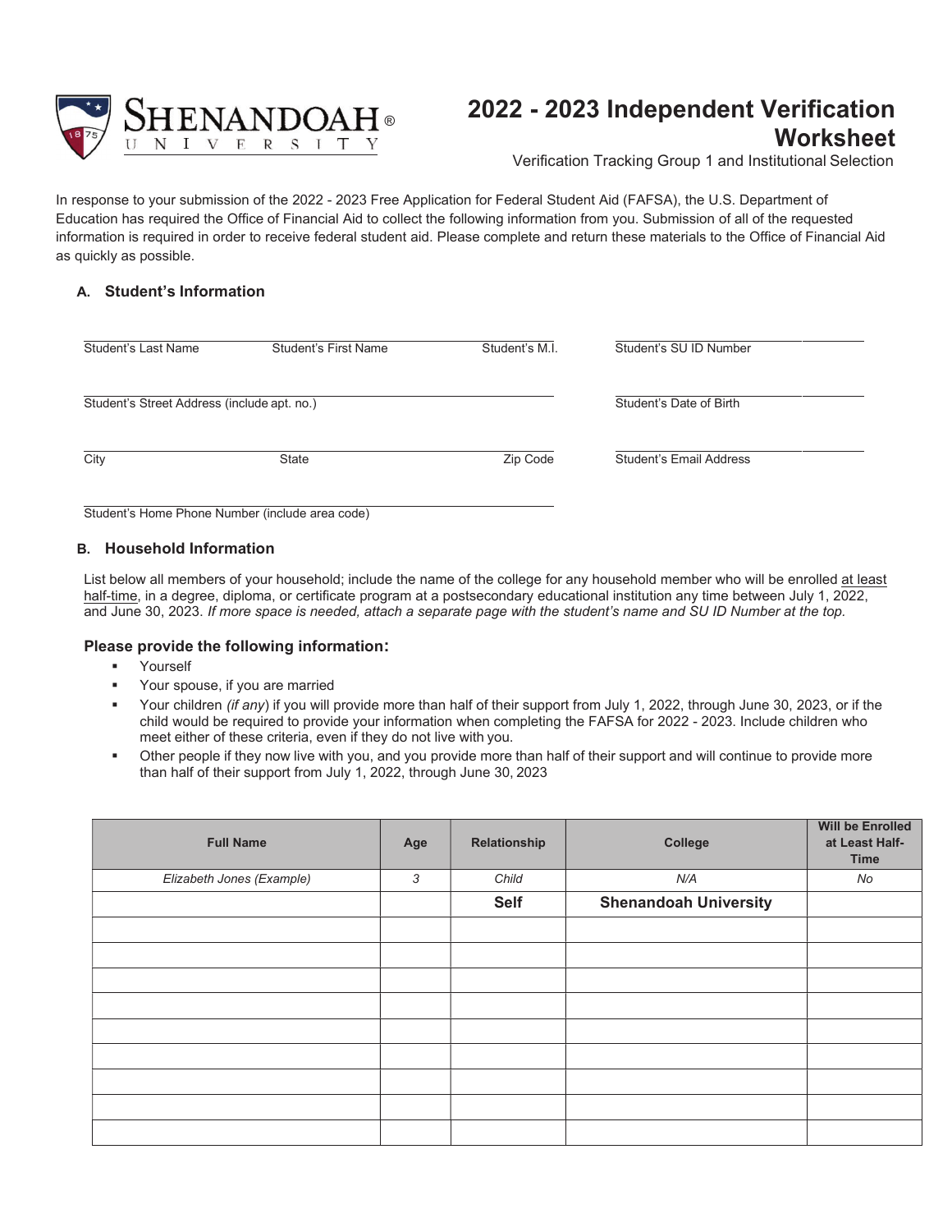# 2022 - 2023 Independent Verification Worksheet

Verification Tracking Group 1 and Institutional Selection

In response to your submission of the 2022 - 2023 Free Application for Federal Student Aid (FAFSA), the U.S. Department of Education has required the Office of Financial Aid to collect the following information from you. Submission of all of the requested information is required in order to receive federal student aid. Please complete and return these materials to the Office of Financial Aid as quickly as possible.

## A. Student's Information

Student's Last Name _______ Student's First Name _______ Student's M.I. _______

Student's SU ID Number _______

Student's Street Address (include apt. no.) _______

Student's Date of Birth _______

City _______ State _______ Zip Code _______

Student's Email Address _______

Student's Home Phone Number (include area code) _______

## B. Household Information

List below all members of your household; include the name of the college for any household member who will be enrolled at least half-time, in a degree, diploma, or certificate program at a postsecondary educational institution any time between July 1, 2022, and June 30, 2023. *If more space is needed, attach a separate page with the student's name and SU ID Number at the top.*

### Please provide the following information:

- Yourself
- Your spouse, if you are married
- Your children *(if any)* if you will provide more than half of their support from July 1, 2022, through June 30, 2023, or if the child would be required to provide your information when completing the FAFSA for 2022 - 2023. Include children who meet either of these criteria, even if they do not live with you.
- Other people if they now live with you, and you provide more than half of their support and will continue to provide more than half of their support from July 1, 2022, through June 30, 2023

| Full Name | Age | Relationship | College | Will be Enrolled at Least Half-Time |
|---|---|---|---|---|
| *Elizabeth Jones (Example)* | *3* | *Child* | *N/A* | *No* |
| | | **Self** | **Shenandoah University** | |
| | | | | |
| | | | | |
| | | | | |
| | | | | |
| | | | | |
| | | | | |
| | | | | |
| | | | | |
| | | | | |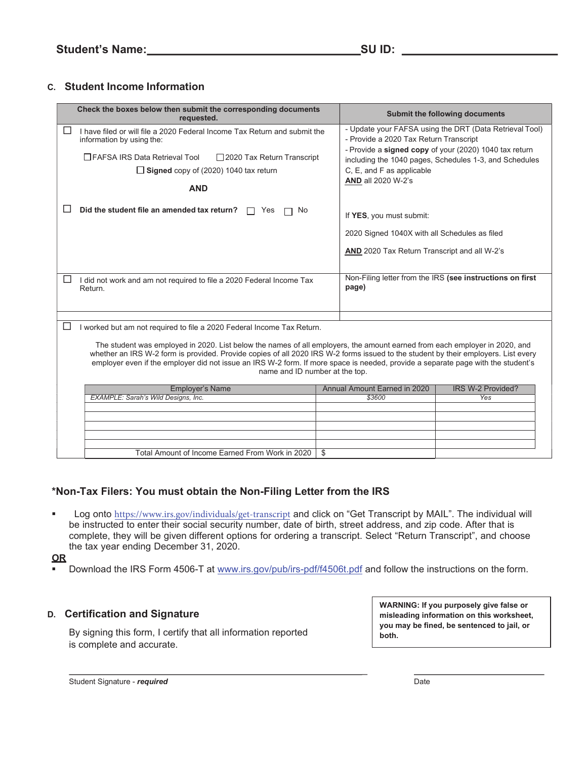**Student's Name:**\_\_\_\_\_\_\_\_\_\_\_\_\_\_\_\_\_\_\_\_\_\_\_\_\_\_\_\_\_\_\_\_\_ **SU ID:** \_\_\_\_\_\_\_\_\_\_\_\_\_\_\_\_\_\_\_\_\_\_\_

## C. Student Income Information

| Check the boxes below then submit the corresponding documents requested. | Submit the following documents |
|---|---|
| ☐ I have filed or will file a 2020 Federal Income Tax Return and submit the information by using the:<br>☐ FAFSA IRS Data Retrieval Tool ☐ 2020 Tax Return Transcript<br>☐ **Signed** copy of (2020) 1040 tax return<br>**AND** | - Update your FAFSA using the DRT (Data Retrieval Tool)<br>- Provide a 2020 Tax Return Transcript<br>- Provide a **signed copy** of your (2020) 1040 tax return including the 1040 pages, Schedules 1-3, and Schedules C, E, and F as applicable<br>**AND** all 2020 W-2's |
| ☐ **Did the student file an amended tax return?** ☐ Yes ☐ No | If **YES**, you must submit:<br>2020 Signed 1040X with all Schedules as filed<br>**AND** 2020 Tax Return Transcript and all W-2's |
| ☐ I did not work and am not required to file a 2020 Federal Income Tax Return. | Non-Filing letter from the IRS **(see instructions on first page)** |

☐ I worked but am not required to file a 2020 Federal Income Tax Return.

The student was employed in 2020. List below the names of all employers, the amount earned from each employer in 2020, and whether an IRS W-2 form is provided. Provide copies of all 2020 IRS W-2 forms issued to the student by their employers. List every employer even if the employer did not issue an IRS W-2 form. If more space is needed, provide a separate page with the student's name and ID number at the top.

| Employer's Name | Annual Amount Earned in 2020 | IRS W-2 Provided? |
|---|---|---|
| *EXAMPLE: Sarah's Wild Designs, Inc.* | *$3600* | *Yes* |
| | | |
| | | |
| | | |
| | | |
| | | |
| Total Amount of Income Earned From Work in 2020 | $ | |

## *Non-Tax Filers: You must obtain the Non-Filing Letter from the IRS

- Log onto https://www.irs.gov/individuals/get-transcript and click on "Get Transcript by MAIL". The individual will be instructed to enter their social security number, date of birth, street address, and zip code. After that is complete, they will be given different options for ordering a transcript. Select "Return Transcript", and choose the tax year ending December 31, 2020.

**OR**

- Download the IRS Form 4506-T at www.irs.gov/pub/irs-pdf/f4506t.pdf and follow the instructions on the form.

## D. Certification and Signature

By signing this form, I certify that all information reported is complete and accurate.

**WARNING: If you purposely give false or misleading information on this worksheet, you may be fined, be sentenced to jail, or both.**

\_\_\_\_\_\_\_\_\_\_\_\_\_\_\_\_\_\_\_\_\_\_\_\_\_\_\_\_\_\_\_\_\_\_\_\_\_\_\_\_
Student Signature - ***required***

\_\_\_\_\_\_\_\_\_\_\_\_\_\_\_\_\_\_\_\_
Date